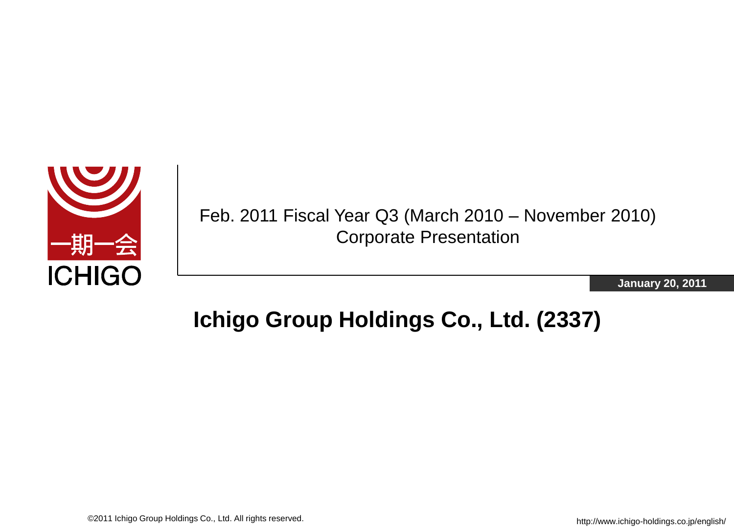一期一会

ICHIGO

Feb. 2011 Fiscal Year Q3 (March 2010 – November 2010)
Corporate Presentation

**January 20, 2011**

# Ichigo Group Holdings Co., Ltd. (2337)

©2011 Ichigo Group Holdings Co., Ltd. All rights reserved.

http://www.ichigo-holdings.co.jp/english/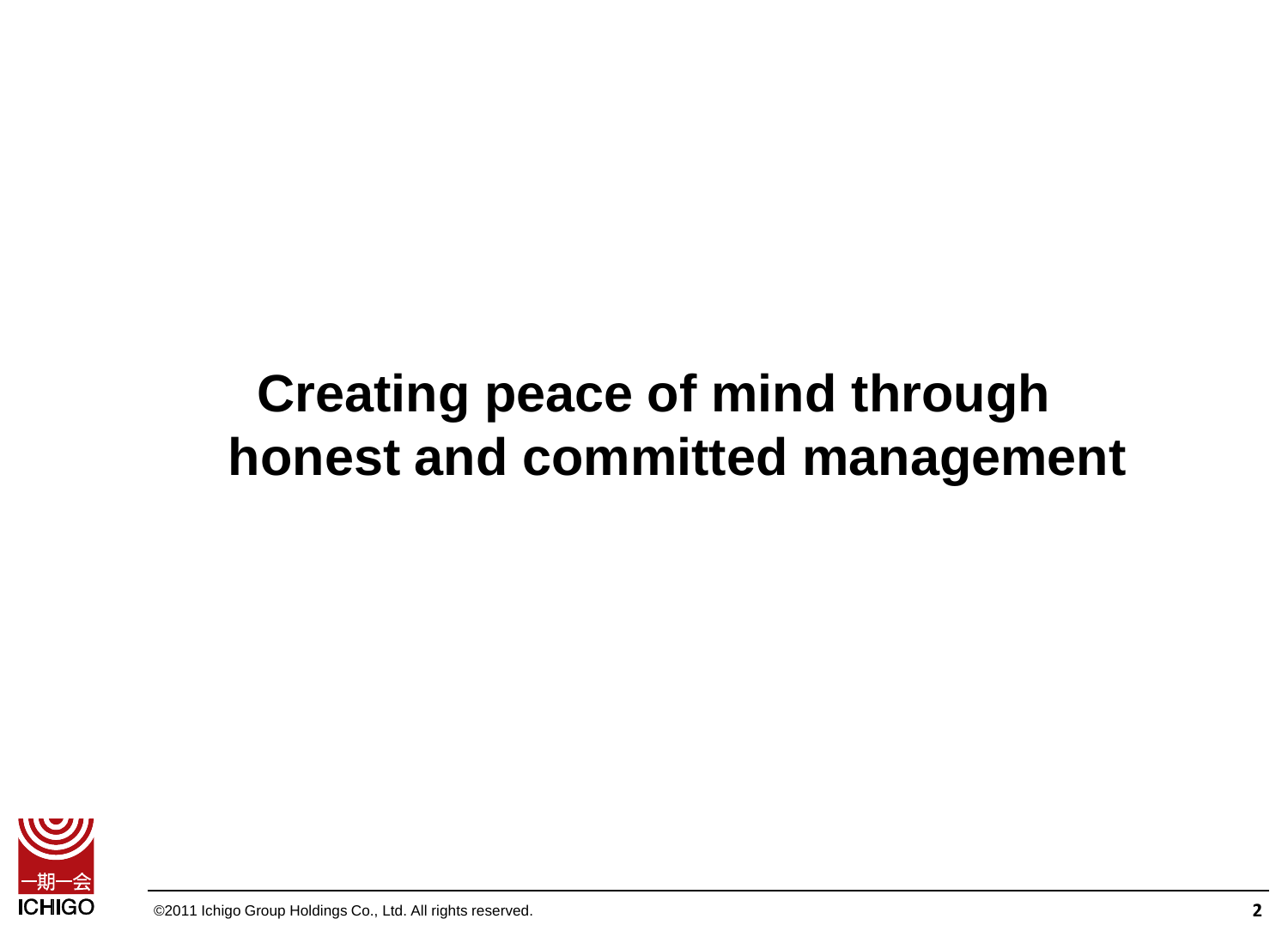# Creating peace of mind through honest and committed management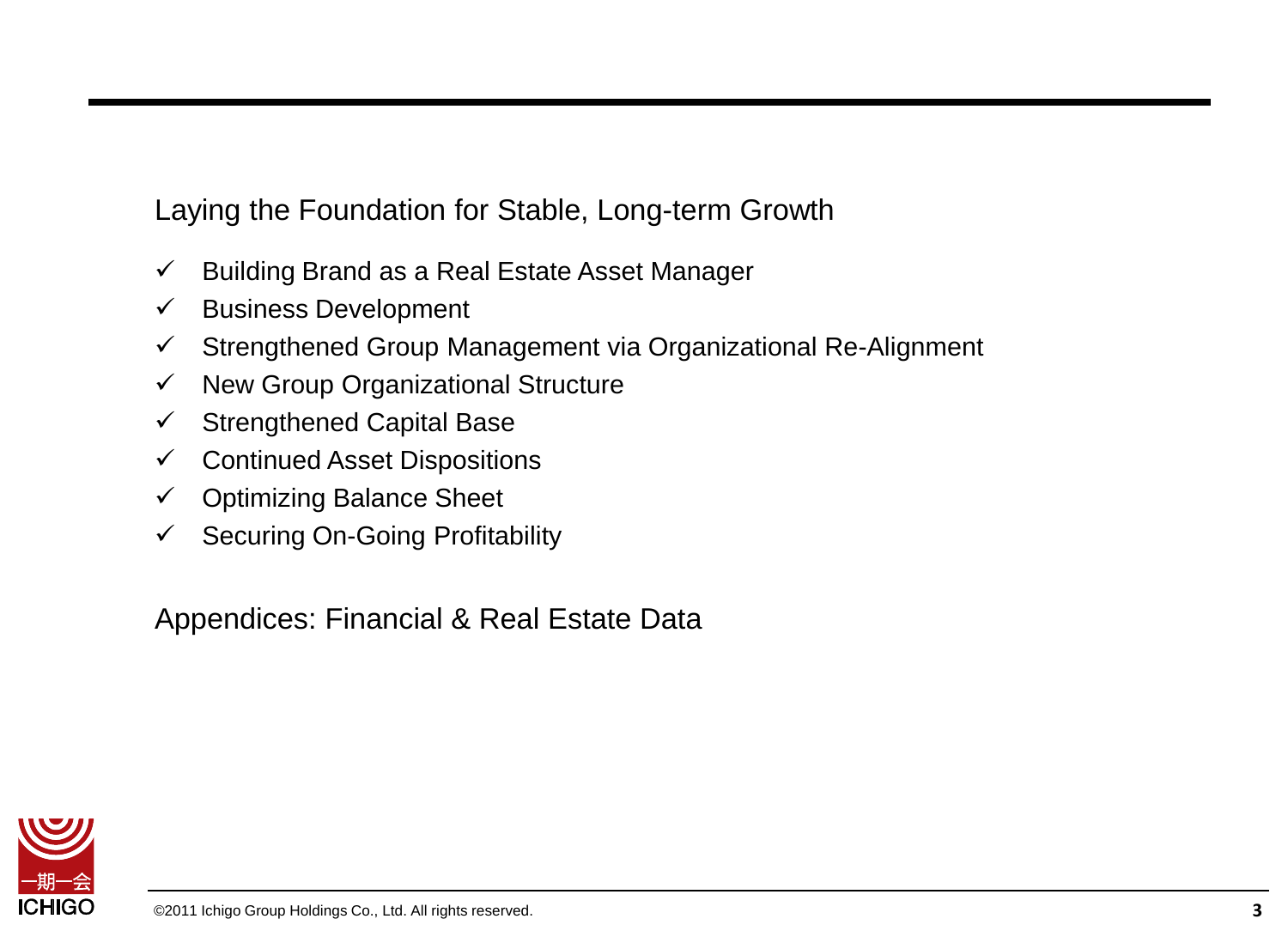## Laying the Foundation for Stable, Long-term Growth

- ✓ Building Brand as a Real Estate Asset Manager
- ✓ Business Development
- ✓ Strengthened Group Management via Organizational Re-Alignment
- ✓ New Group Organizational Structure
- ✓ Strengthened Capital Base
- ✓ Continued Asset Dispositions
- ✓ Optimizing Balance Sheet
- ✓ Securing On-Going Profitability

## Appendices: Financial & Real Estate Data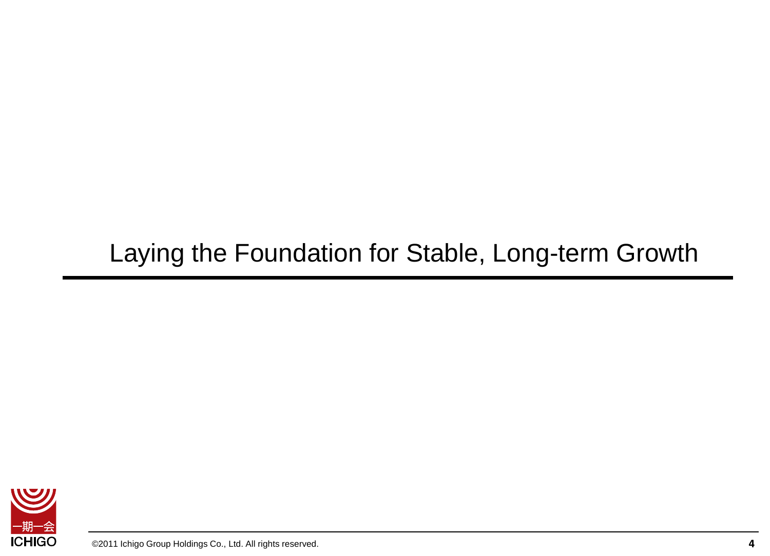# Laying the Foundation for Stable, Long-term Growth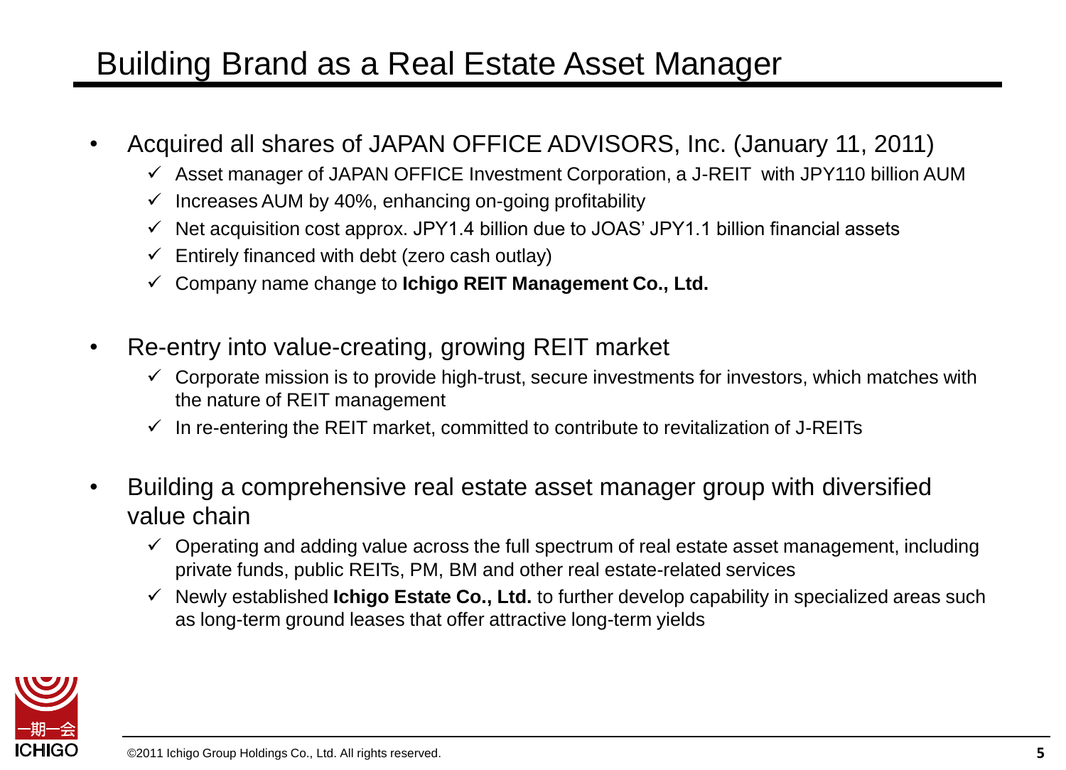# Building Brand as a Real Estate Asset Manager

- Acquired all shares of JAPAN OFFICE ADVISORS, Inc. (January 11, 2011)
  - ✓ Asset manager of JAPAN OFFICE Investment Corporation, a J-REIT with JPY110 billion AUM
  - ✓ Increases AUM by 40%, enhancing on-going profitability
  - ✓ Net acquisition cost approx. JPY1.4 billion due to JOAS' JPY1.1 billion financial assets
  - ✓ Entirely financed with debt (zero cash outlay)
  - ✓ Company name change to **Ichigo REIT Management Co., Ltd.**

- Re-entry into value-creating, growing REIT market
  - ✓ Corporate mission is to provide high-trust, secure investments for investors, which matches with the nature of REIT management
  - ✓ In re-entering the REIT market, committed to contribute to revitalization of J-REITs

- Building a comprehensive real estate asset manager group with diversified value chain
  - ✓ Operating and adding value across the full spectrum of real estate asset management, including private funds, public REITs, PM, BM and other real estate-related services
  - ✓ Newly established **Ichigo Estate Co., Ltd.** to further develop capability in specialized areas such as long-term ground leases that offer attractive long-term yields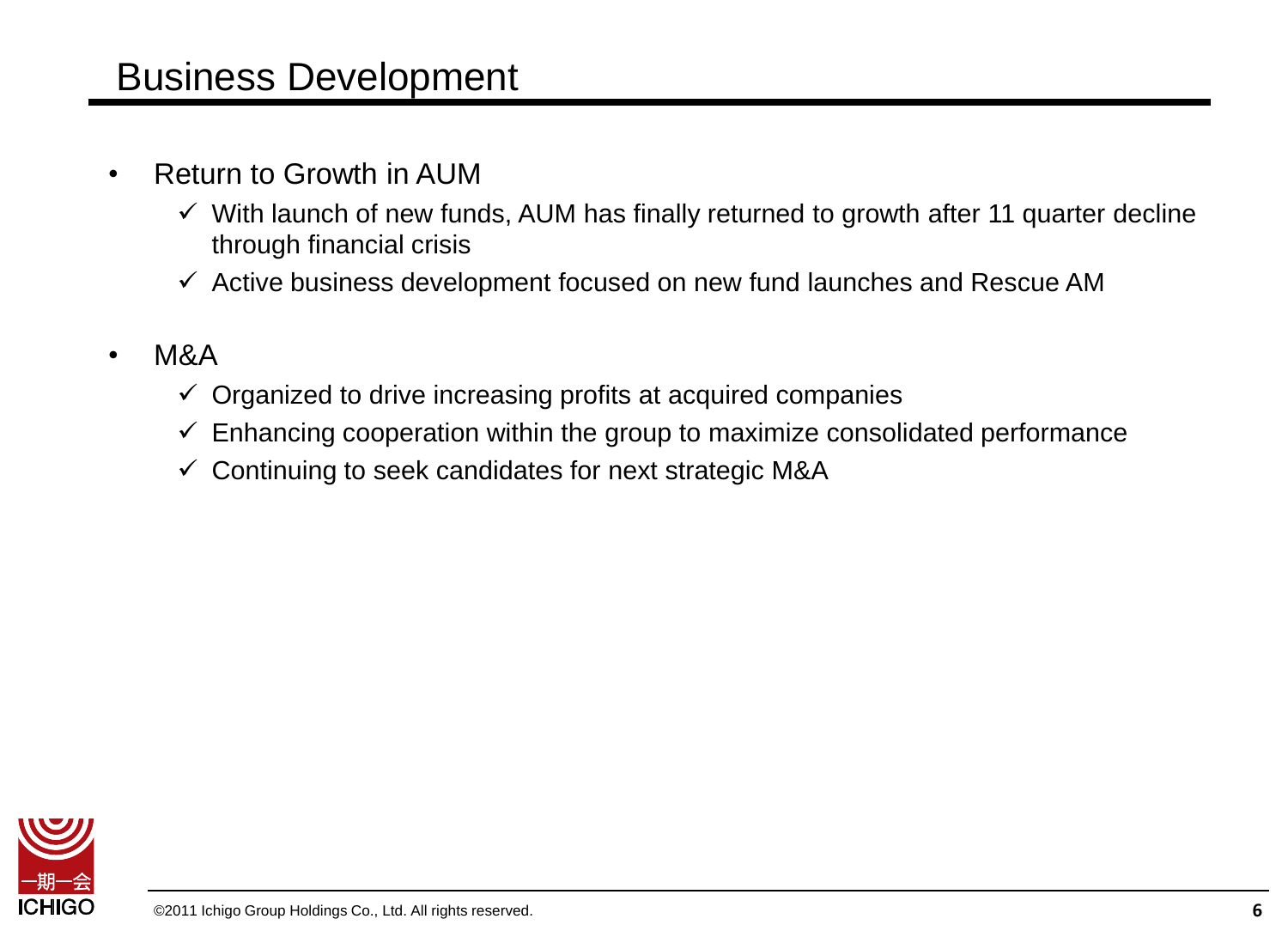# Business Development

- Return to Growth in AUM
  - ✓ With launch of new funds, AUM has finally returned to growth after 11 quarter decline through financial crisis
  - ✓ Active business development focused on new fund launches and Rescue AM

- M&A
  - ✓ Organized to drive increasing profits at acquired companies
  - ✓ Enhancing cooperation within the group to maximize consolidated performance
  - ✓ Continuing to seek candidates for next strategic M&A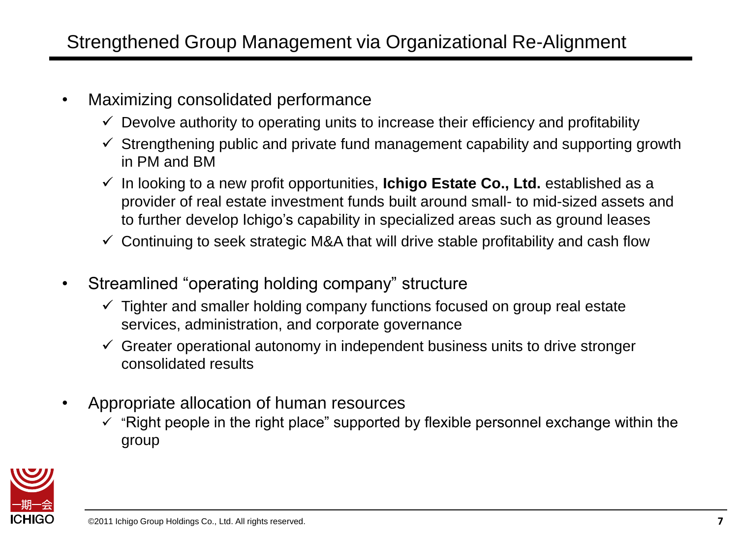# Strengthened Group Management via Organizational Re-Alignment

- Maximizing consolidated performance
  - ✓ Devolve authority to operating units to increase their efficiency and profitability
  - ✓ Strengthening public and private fund management capability and supporting growth in PM and BM
  - ✓ In looking to a new profit opportunities, **Ichigo Estate Co., Ltd.** established as a provider of real estate investment funds built around small- to mid-sized assets and to further develop Ichigo's capability in specialized areas such as ground leases
  - ✓ Continuing to seek strategic M&A that will drive stable profitability and cash flow

- Streamlined "operating holding company" structure
  - ✓ Tighter and smaller holding company functions focused on group real estate services, administration, and corporate governance
  - ✓ Greater operational autonomy in independent business units to drive stronger consolidated results

- Appropriate allocation of human resources
  - ✓ "Right people in the right place" supported by flexible personnel exchange within the group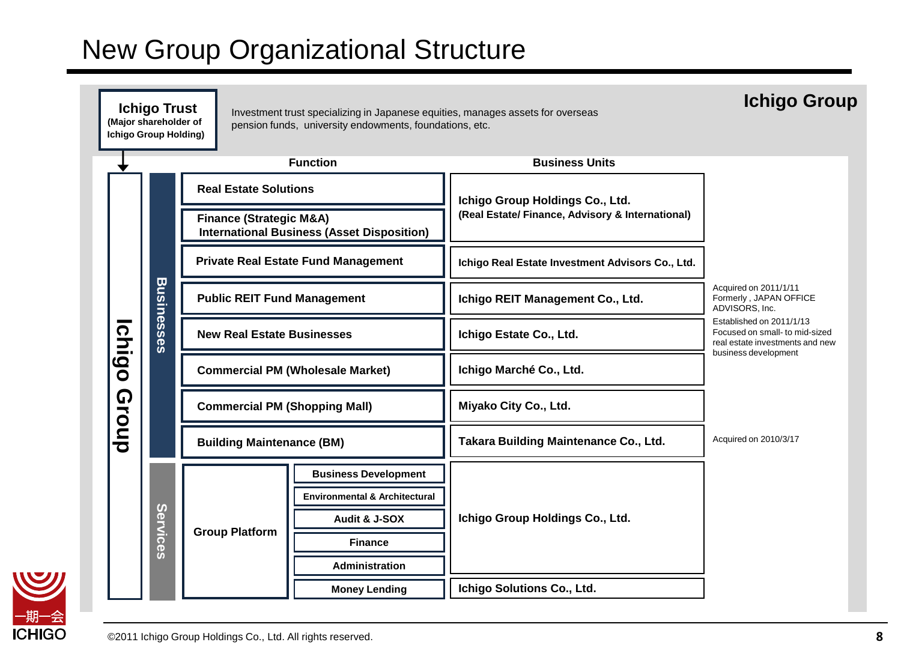# New Group Organizational Structure

## Ichigo Group

**Ichigo Trust** (Major shareholder of Ichigo Group Holding)

Investment trust specializing in Japanese equities, manages assets for overseas pension funds, university endowments, foundations, etc.

**Ichigo Group**

| | Function | | Business Units | |
|---|---|---|---|---|
| Businesses | Real Estate Solutions | | Ichigo Group Holdings Co., Ltd. (Real Estate/ Finance, Advisory & International) | |
| | Finance (Strategic M&A) International Business (Asset Disposition) | | | |
| | Private Real Estate Fund Management | | Ichigo Real Estate Investment Advisors Co., Ltd. | |
| | Public REIT Fund Management | | Ichigo REIT Management Co., Ltd. | Acquired on 2011/1/11 Formerly , JAPAN OFFICE ADVISORS, Inc. |
| | New Real Estate Businesses | | Ichigo Estate Co., Ltd. | Established on 2011/1/13 Focused on small- to mid-sized real estate investments and new business development |
| | Commercial PM (Wholesale Market) | | Ichigo Marché Co., Ltd. | |
| | Commercial PM (Shopping Mall) | | Miyako City Co., Ltd. | |
| | Building Maintenance (BM) | | Takara Building Maintenance Co., Ltd. | Acquired on 2010/3/17 |
| Services | Group Platform | Business Development | Ichigo Group Holdings Co., Ltd. | |
| | | Environmental & Architectural | | |
| | | Audit & J-SOX | | |
| | | Finance | | |
| | | Administration | | |
| | | Money Lending | Ichigo Solutions Co., Ltd. | |

©2011 Ichigo Group Holdings Co., Ltd. All rights reserved.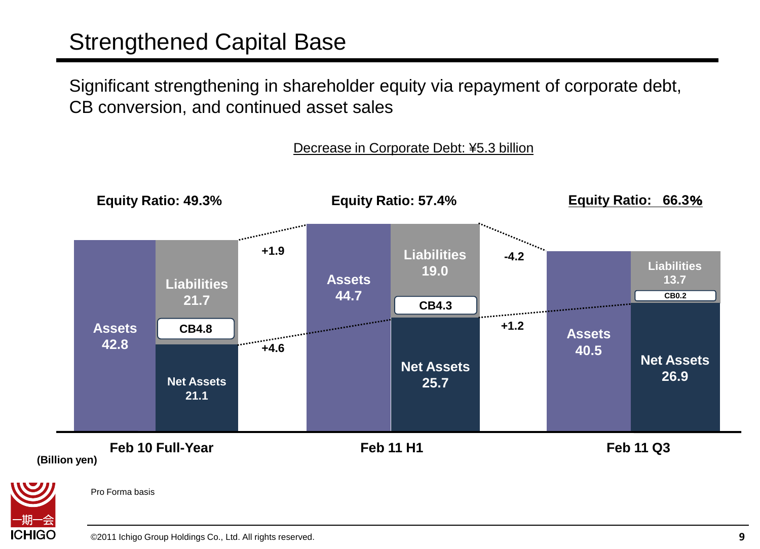# Strengthened Capital Base

Significant strengthening in shareholder equity via repayment of corporate debt, CB conversion, and continued asset sales

Decrease in Corporate Debt: ¥5.3 billion

| | Feb 10 Full-Year | Feb 11 H1 | Feb 11 Q3 |
|---|---|---|---|
| Equity Ratio | 49.3% | 57.4% | 66.3% |
| Assets | 42.8 | 44.7 | 40.5 |
| Liabilities | 21.7 | 19.0 | 13.7 |
| CB | 4.8 | 4.3 | 0.2 |
| Net Assets | 21.1 | 25.7 | 26.9 |

Change in Assets: Feb 10 Full-Year → Feb 11 H1: +1.9; Feb 11 H1 → Feb 11 Q3: -4.2

Change in Net Assets: Feb 10 Full-Year → Feb 11 H1: +4.6; Feb 11 H1 → Feb 11 Q3: +1.2

(Billion yen)

Pro Forma basis

©2011 Ichigo Group Holdings Co., Ltd. All rights reserved.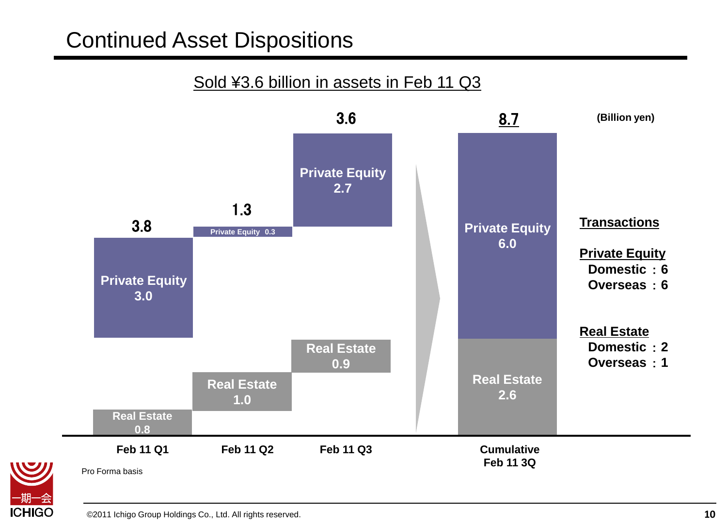# Continued Asset Dispositions

Sold ¥3.6 billion in assets in Feb 11 Q3

(Billion yen)

| | Feb 11 Q1 | Feb 11 Q2 | Feb 11 Q3 | Cumulative Feb 11 3Q |
|---|---|---|---|---|
| Private Equity | 3.0 | 0.3 | 2.7 | 6.0 |
| Real Estate | 0.8 | 1.0 | 0.9 | 2.6 |
| Total | 3.8 | 1.3 | 3.6 | 8.7 |

**Transactions**

**Private Equity**
- Domestic : 6
- Overseas : 6

**Real Estate**
- Domestic : 2
- Overseas : 1

Pro Forma basis

©2011 Ichigo Group Holdings Co., Ltd. All rights reserved.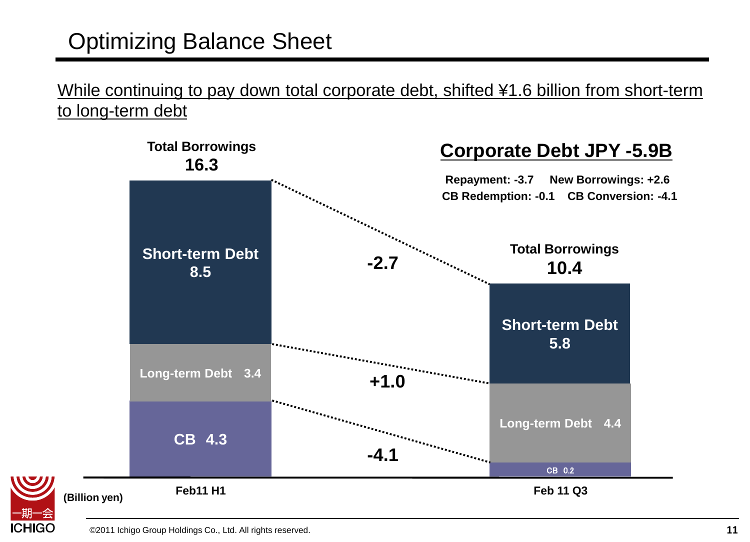# Optimizing Balance Sheet

While continuing to pay down total corporate debt, shifted ¥1.6 billion from short-term to long-term debt

## Corporate Debt JPY -5.9B

**Repayment: -3.7** **New Borrowings: +2.6**
**CB Redemption: -0.1** **CB Conversion: -4.1**

(Billion yen)

| | Feb11 H1 | Change | Feb 11 Q3 |
|---|---|---|---|
| Short-term Debt | 8.5 | -2.7 | 5.8 |
| Long-term Debt | 3.4 | +1.0 | 4.4 |
| CB | 4.3 | -4.1 | 0.2 |
| **Total Borrowings** | **16.3** | | **10.4** |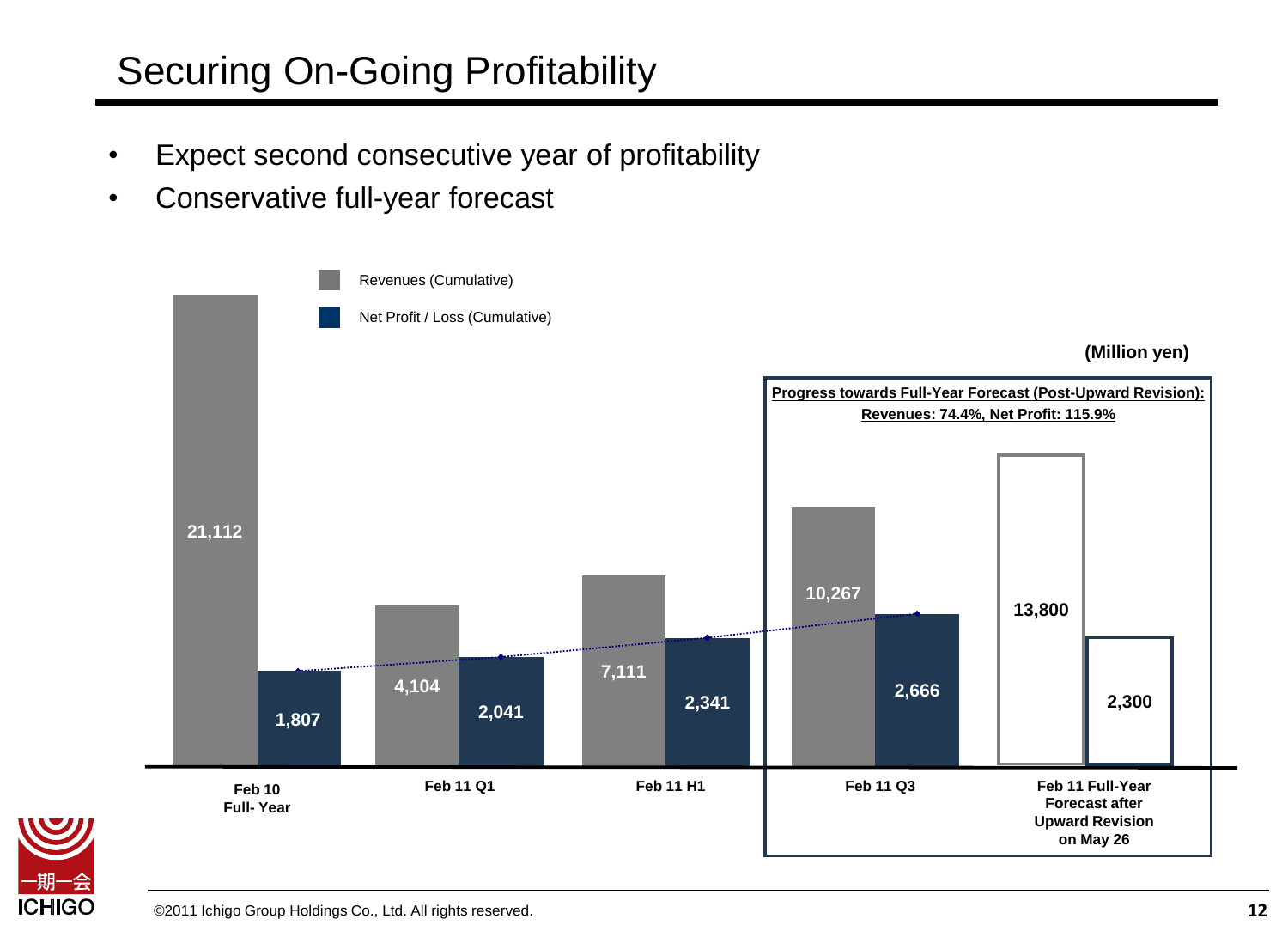# Securing On-Going Profitability

- Expect second consecutive year of profitability
- Conservative full-year forecast

(Million yen)

**Progress towards Full-Year Forecast (Post-Upward Revision):**
**Revenues: 74.4%, Net Profit: 115.9%**

| | Revenues (Cumulative) | Net Profit / Loss (Cumulative) |
|---|---|---|
| Feb 10 Full- Year | 21,112 | 1,807 |
| Feb 11 Q1 | 4,104 | 2,041 |
| Feb 11 H1 | 7,111 | 2,341 |
| Feb 11 Q3 | 10,267 | 2,666 |
| Feb 11 Full-Year Forecast after Upward Revision on May 26 | 13,800 | 2,300 |

©2011 Ichigo Group Holdings Co., Ltd. All rights reserved.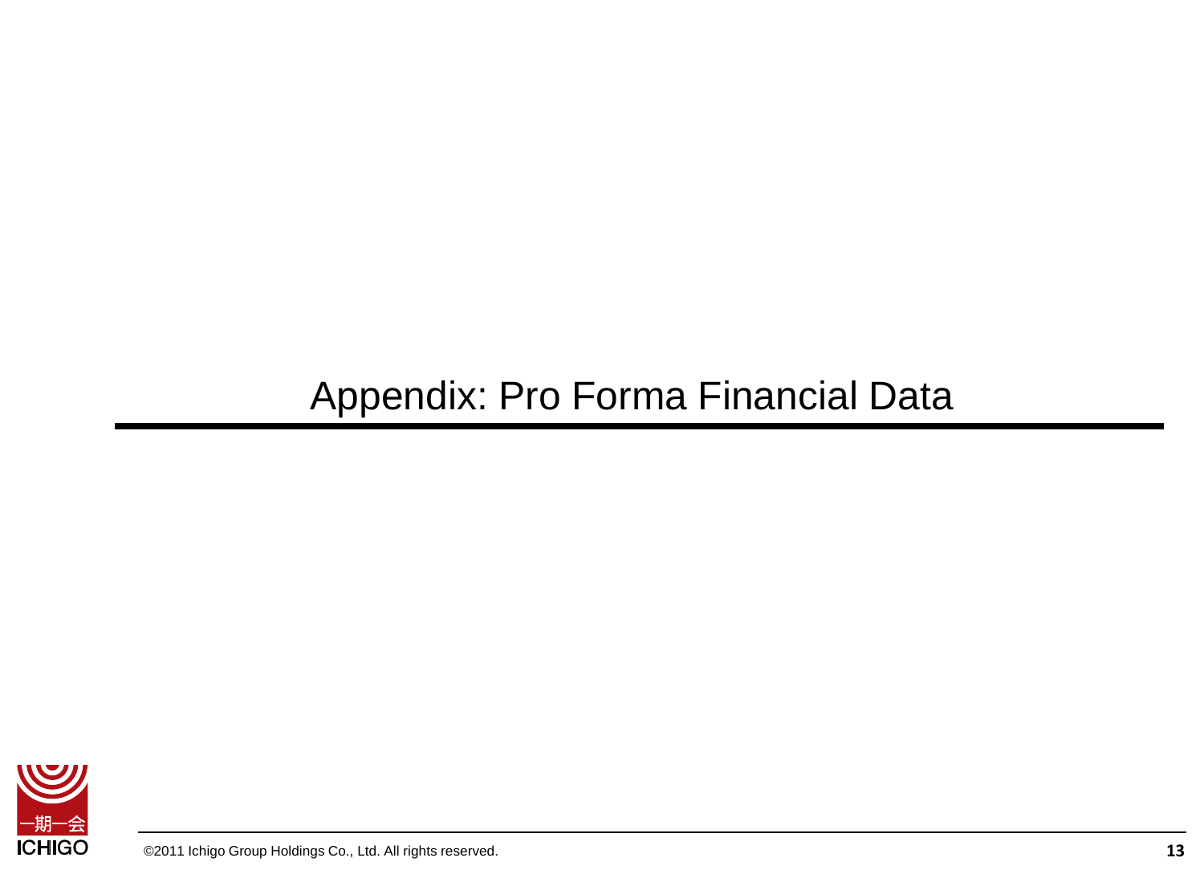# Appendix: Pro Forma Financial Data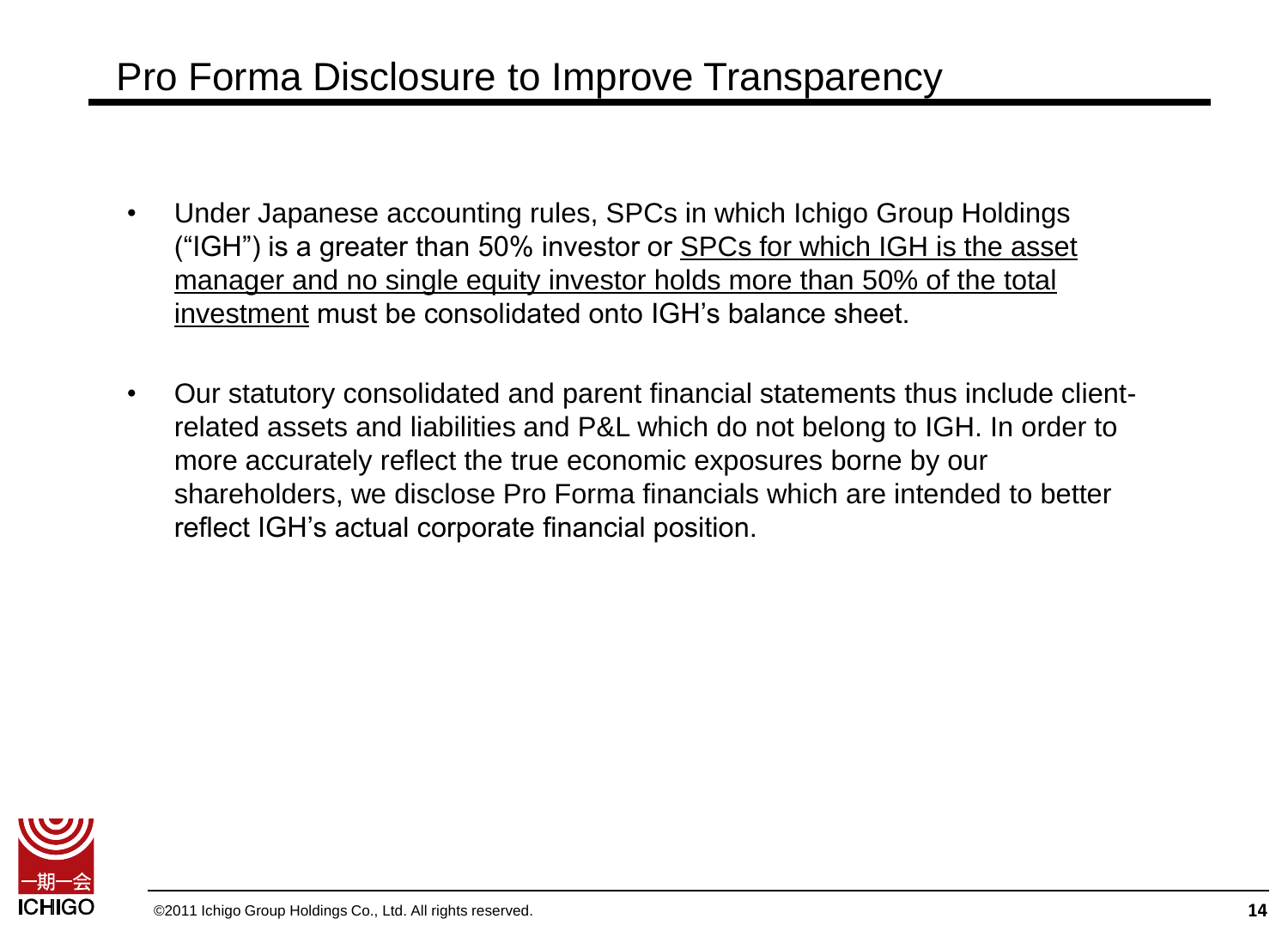# Pro Forma Disclosure to Improve Transparency

- Under Japanese accounting rules, SPCs in which Ichigo Group Holdings ("IGH") is a greater than 50% investor or <u>SPCs for which IGH is the asset manager and no single equity investor holds more than 50% of the total investment</u> must be consolidated onto IGH's balance sheet.

- Our statutory consolidated and parent financial statements thus include client-related assets and liabilities and P&L which do not belong to IGH. In order to more accurately reflect the true economic exposures borne by our shareholders, we disclose Pro Forma financials which are intended to better reflect IGH's actual corporate financial position.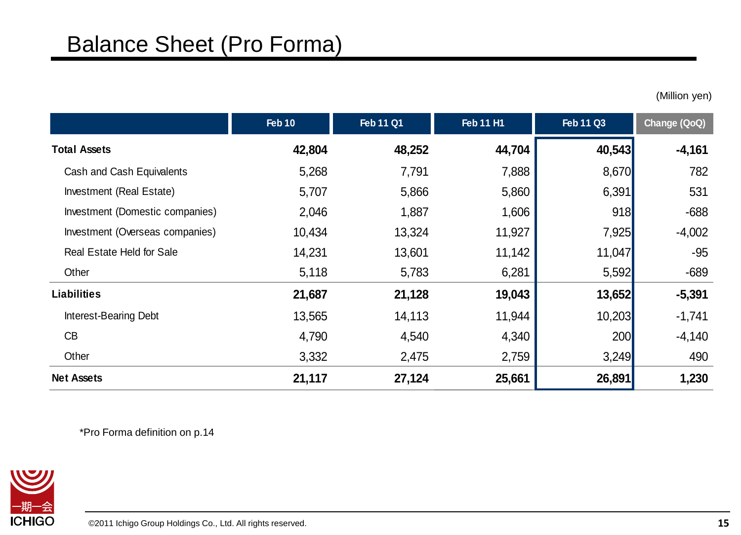# Balance Sheet (Pro Forma)

(Million yen)

| | Feb 10 | Feb 11 Q1 | Feb 11 H1 | Feb 11 Q3 | Change (QoQ) |
|---|---|---|---|---|---|
| **Total Assets** | **42,804** | **48,252** | **44,704** | **40,543** | **-4,161** |
| Cash and Cash Equivalents | 5,268 | 7,791 | 7,888 | 8,670 | 782 |
| Investment (Real Estate) | 5,707 | 5,866 | 5,860 | 6,391 | 531 |
| Investment (Domestic companies) | 2,046 | 1,887 | 1,606 | 918 | -688 |
| Investment (Overseas companies) | 10,434 | 13,324 | 11,927 | 7,925 | -4,002 |
| Real Estate Held for Sale | 14,231 | 13,601 | 11,142 | 11,047 | -95 |
| Other | 5,118 | 5,783 | 6,281 | 5,592 | -689 |
| **Liabilities** | **21,687** | **21,128** | **19,043** | **13,652** | **-5,391** |
| Interest-Bearing Debt | 13,565 | 14,113 | 11,944 | 10,203 | -1,741 |
| CB | 4,790 | 4,540 | 4,340 | 200 | -4,140 |
| Other | 3,332 | 2,475 | 2,759 | 3,249 | 490 |
| **Net Assets** | **21,117** | **27,124** | **25,661** | **26,891** | **1,230** |

*Pro Forma definition on p.14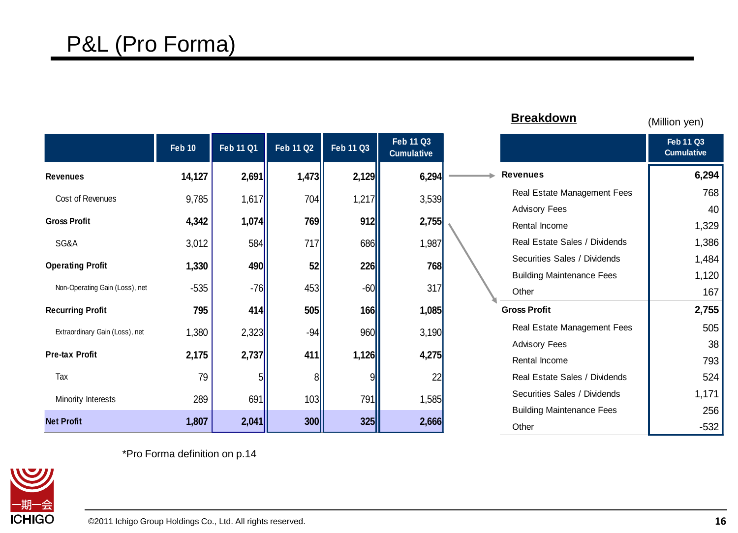# P&L (Pro Forma)

| | Feb 10 | Feb 11 Q1 | Feb 11 Q2 | Feb 11 Q3 | Feb 11 Q3 Cumulative |
|---|---|---|---|---|---|
| **Revenues** | **14,127** | **2,691** | **1,473** | **2,129** | **6,294** |
| Cost of Revenues | 9,785 | 1,617 | 704 | 1,217 | 3,539 |
| **Gross Profit** | **4,342** | **1,074** | **769** | **912** | **2,755** |
| SG&A | 3,012 | 584 | 717 | 686 | 1,987 |
| **Operating Profit** | **1,330** | **490** | **52** | **226** | **768** |
| Non-Operating Gain (Loss), net | -535 | -76 | 453 | -60 | 317 |
| **Recurring Profit** | **795** | **414** | **505** | **166** | **1,085** |
| Extraordinary Gain (Loss), net | 1,380 | 2,323 | -94 | 960 | 3,190 |
| **Pre-tax Profit** | **2,175** | **2,737** | **411** | **1,126** | **4,275** |
| Tax | 79 | 5 | 8 | 9 | 22 |
| Minority Interests | 289 | 691 | 103 | 791 | 1,585 |
| **Net Profit** | **1,807** | **2,041** | **300** | **325** | **2,666** |

## Breakdown

(Million yen)

| | Feb 11 Q3 Cumulative |
|---|---|
| **Revenues** | **6,294** |
| Real Estate Management Fees | 768 |
| Advisory Fees | 40 |
| Rental Income | 1,329 |
| Real Estate Sales / Dividends | 1,386 |
| Securities Sales / Dividends | 1,484 |
| Building Maintenance Fees | 1,120 |
| Other | 167 |
| **Gross Profit** | **2,755** |
| Real Estate Management Fees | 505 |
| Advisory Fees | 38 |
| Rental Income | 793 |
| Real Estate Sales / Dividends | 524 |
| Securities Sales / Dividends | 1,171 |
| Building Maintenance Fees | 256 |
| Other | -532 |

*Pro Forma definition on p.14

©2011 Ichigo Group Holdings Co., Ltd. All rights reserved.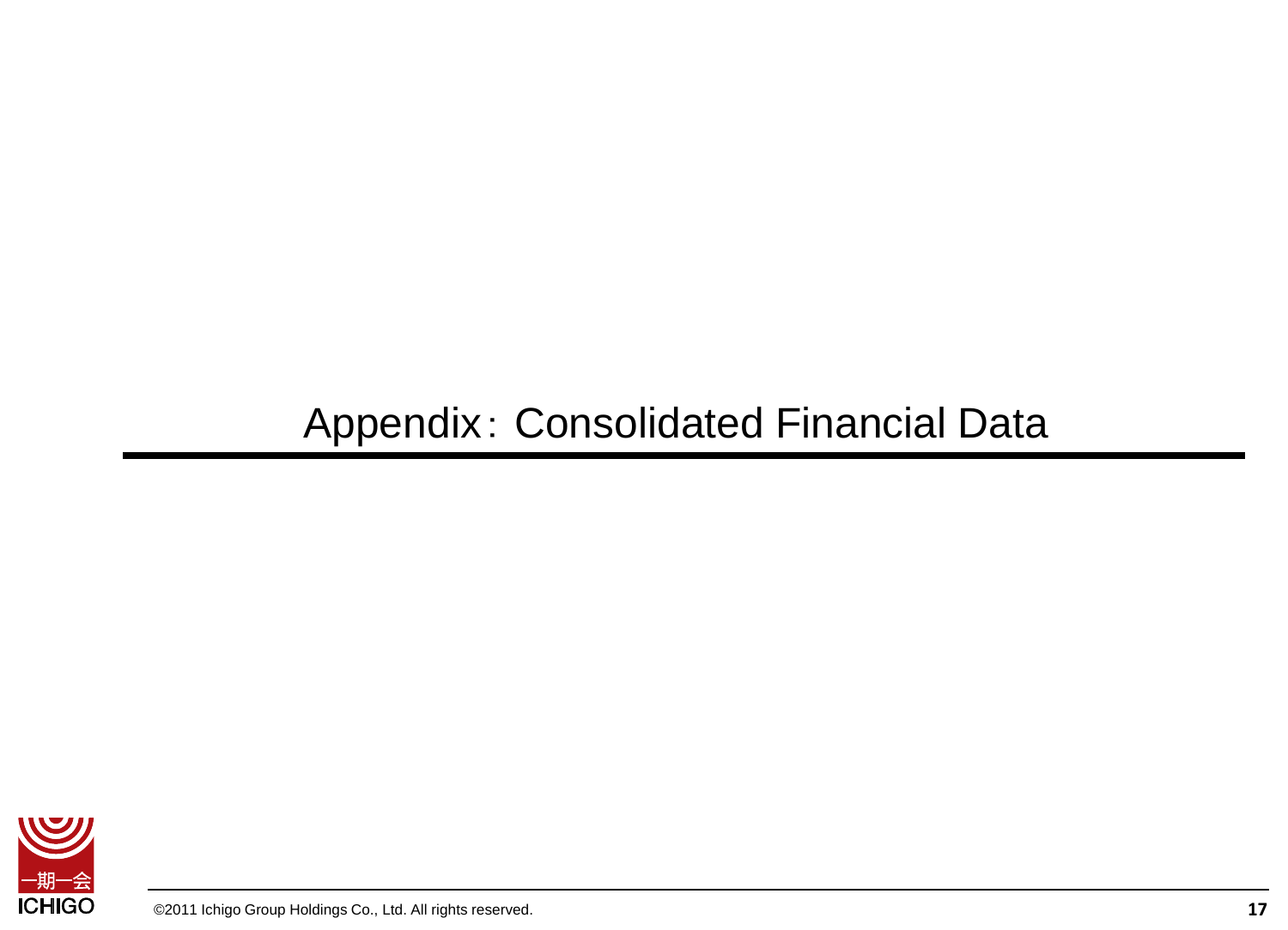# Appendix：Consolidated Financial Data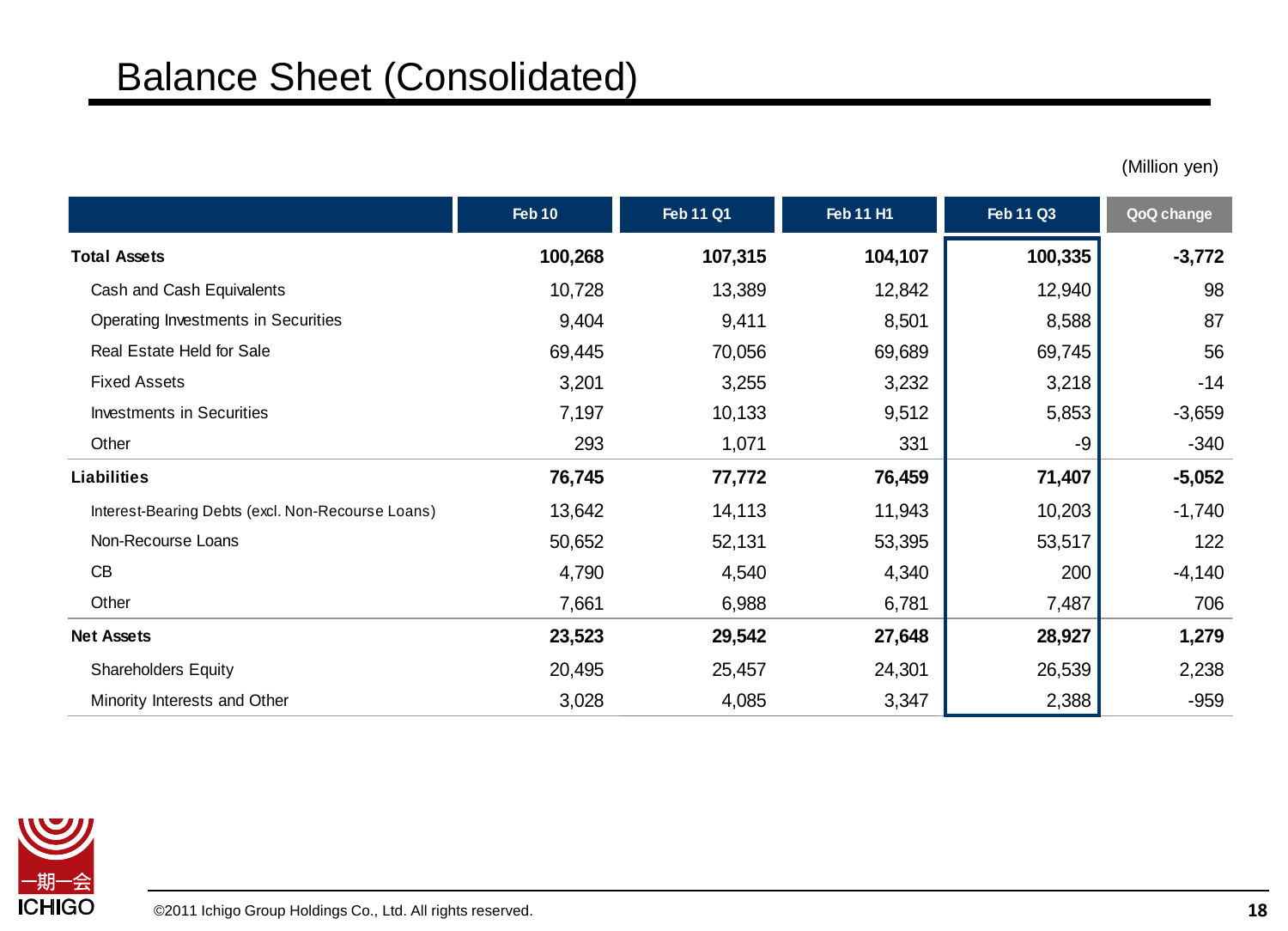# Balance Sheet (Consolidated)

(Million yen)

| | Feb 10 | Feb 11 Q1 | Feb 11 H1 | Feb 11 Q3 | QoQ change |
|---|---|---|---|---|---|
| **Total Assets** | **100,268** | **107,315** | **104,107** | **100,335** | **-3,772** |
| Cash and Cash Equivalents | 10,728 | 13,389 | 12,842 | 12,940 | 98 |
| Operating Investments in Securities | 9,404 | 9,411 | 8,501 | 8,588 | 87 |
| Real Estate Held for Sale | 69,445 | 70,056 | 69,689 | 69,745 | 56 |
| Fixed Assets | 3,201 | 3,255 | 3,232 | 3,218 | -14 |
| Investments in Securities | 7,197 | 10,133 | 9,512 | 5,853 | -3,659 |
| Other | 293 | 1,071 | 331 | -9 | -340 |
| **Liabilities** | **76,745** | **77,772** | **76,459** | **71,407** | **-5,052** |
| Interest-Bearing Debts (excl. Non-Recourse Loans) | 13,642 | 14,113 | 11,943 | 10,203 | -1,740 |
| Non-Recourse Loans | 50,652 | 52,131 | 53,395 | 53,517 | 122 |
| CB | 4,790 | 4,540 | 4,340 | 200 | -4,140 |
| Other | 7,661 | 6,988 | 6,781 | 7,487 | 706 |
| **Net Assets** | **23,523** | **29,542** | **27,648** | **28,927** | **1,279** |
| Shareholders Equity | 20,495 | 25,457 | 24,301 | 26,539 | 2,238 |
| Minority Interests and Other | 3,028 | 4,085 | 3,347 | 2,388 | -959 |

©2011 Ichigo Group Holdings Co., Ltd. All rights reserved.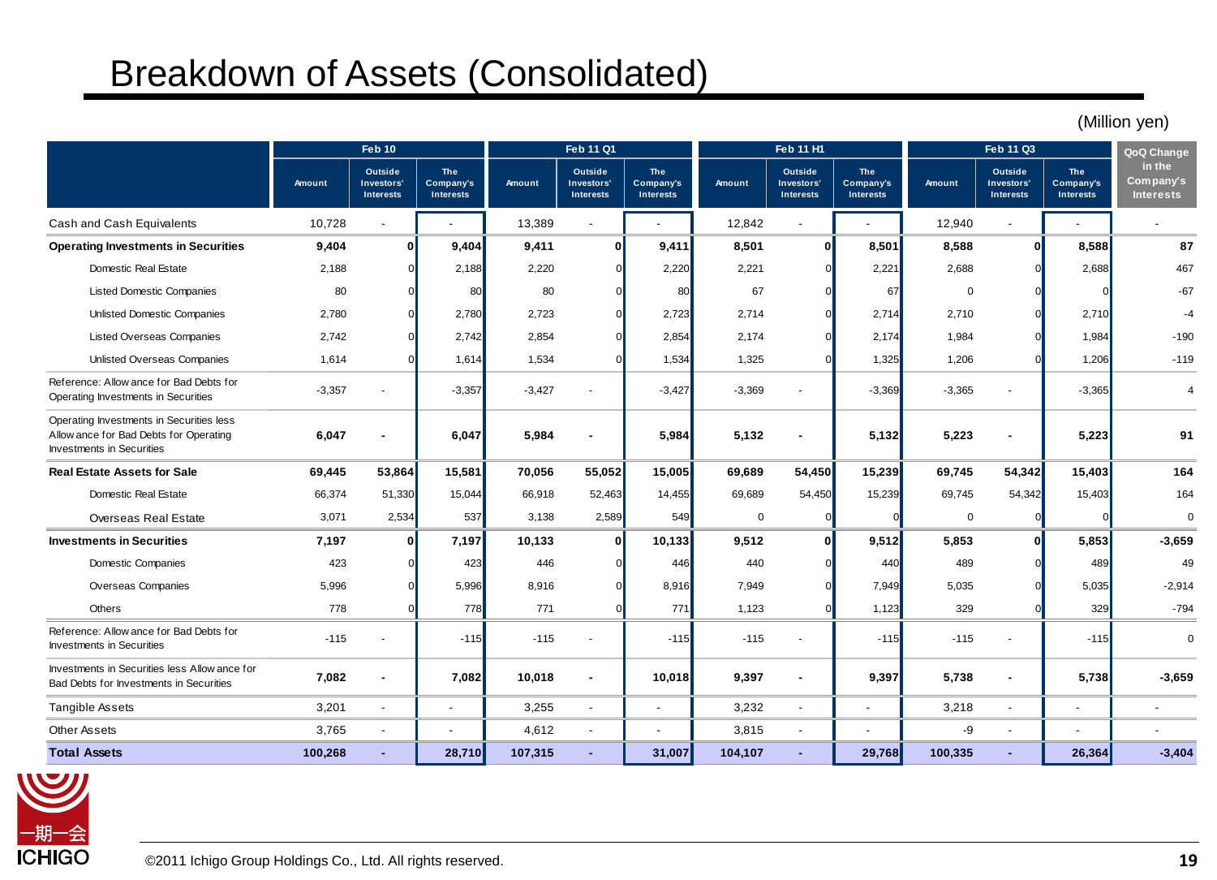# Breakdown of Assets (Consolidated)

(Million yen)

| | Feb 10 | | | Feb 11 Q1 | | | Feb 11 H1 | | | Feb 11 Q3 | | | QoQ Change in the Company's Interests |
|---|---|---|---|---|---|---|---|---|---|---|---|---|---|
| | Amount | Outside Investors' Interests | The Company's Interests | Amount | Outside Investors' Interests | The Company's Interests | Amount | Outside Investors' Interests | The Company's Interests | Amount | Outside Investors' Interests | The Company's Interests | |
| Cash and Cash Equivalents | 10,728 | - | - | 13,389 | - | - | 12,842 | - | - | 12,940 | - | - | - |
| **Operating Investments in Securities** | **9,404** | **0** | **9,404** | **9,411** | **0** | **9,411** | **8,501** | **0** | **8,501** | **8,588** | **0** | **8,588** | **87** |
| Domestic Real Estate | 2,188 | 0 | 2,188 | 2,220 | 0 | 2,220 | 2,221 | 0 | 2,221 | 2,688 | 0 | 2,688 | 467 |
| Listed Domestic Companies | 80 | 0 | 80 | 80 | 0 | 80 | 67 | 0 | 67 | 0 | 0 | 0 | -67 |
| Unlisted Domestic Companies | 2,780 | 0 | 2,780 | 2,723 | 0 | 2,723 | 2,714 | 0 | 2,714 | 2,710 | 0 | 2,710 | -4 |
| Listed Overseas Companies | 2,742 | 0 | 2,742 | 2,854 | 0 | 2,854 | 2,174 | 0 | 2,174 | 1,984 | 0 | 1,984 | -190 |
| Unlisted Overseas Companies | 1,614 | 0 | 1,614 | 1,534 | 0 | 1,534 | 1,325 | 0 | 1,325 | 1,206 | 0 | 1,206 | -119 |
| Reference: Allowance for Bad Debts for Operating Investments in Securities | -3,357 | - | -3,357 | -3,427 | - | -3,427 | -3,369 | - | -3,369 | -3,365 | - | -3,365 | 4 |
| Operating Investments in Securities less Allowance for Bad Debts for Operating Investments in Securities | **6,047** | **-** | **6,047** | **5,984** | **-** | **5,984** | **5,132** | **-** | **5,132** | **5,223** | **-** | **5,223** | **91** |
| **Real Estate Assets for Sale** | **69,445** | **53,864** | **15,581** | **70,056** | **55,052** | **15,005** | **69,689** | **54,450** | **15,239** | **69,745** | **54,342** | **15,403** | **164** |
| Domestic Real Estate | 66,374 | 51,330 | 15,044 | 66,918 | 52,463 | 14,455 | 69,689 | 54,450 | 15,239 | 69,745 | 54,342 | 15,403 | 164 |
| Overseas Real Estate | 3,071 | 2,534 | 537 | 3,138 | 2,589 | 549 | 0 | 0 | 0 | 0 | 0 | 0 | 0 |
| **Investments in Securities** | **7,197** | **0** | **7,197** | **10,133** | **0** | **10,133** | **9,512** | **0** | **9,512** | **5,853** | **0** | **5,853** | **-3,659** |
| Domestic Companies | 423 | 0 | 423 | 446 | 0 | 446 | 440 | 0 | 440 | 489 | 0 | 489 | 49 |
| Overseas Companies | 5,996 | 0 | 5,996 | 8,916 | 0 | 8,916 | 7,949 | 0 | 7,949 | 5,035 | 0 | 5,035 | -2,914 |
| Others | 778 | 0 | 778 | 771 | 0 | 771 | 1,123 | 0 | 1,123 | 329 | 0 | 329 | -794 |
| Reference: Allowance for Bad Debts for Investments in Securities | -115 | - | -115 | -115 | - | -115 | -115 | - | -115 | -115 | - | -115 | 0 |
| Investments in Securities less Allowance for Bad Debts for Investments in Securities | **7,082** | **-** | **7,082** | **10,018** | **-** | **10,018** | **9,397** | **-** | **9,397** | **5,738** | **-** | **5,738** | **-3,659** |
| Tangible Assets | 3,201 | - | - | 3,255 | - | - | 3,232 | - | - | 3,218 | - | - | - |
| Other Assets | 3,765 | - | - | 4,612 | - | - | 3,815 | - | - | -9 | - | - | - |
| **Total Assets** | **100,268** | **-** | **28,710** | **107,315** | **-** | **31,007** | **104,107** | **-** | **29,768** | **100,335** | **-** | **26,364** | **-3,404** |

©2011 Ichigo Group Holdings Co., Ltd. All rights reserved.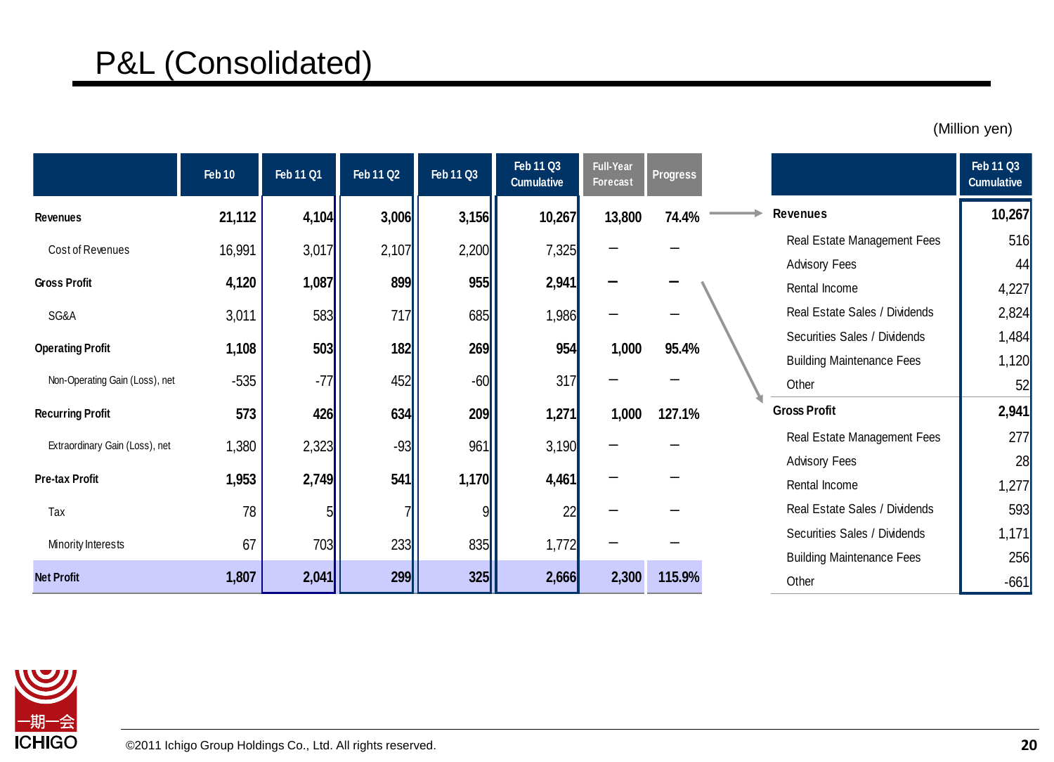# P&L (Consolidated)

(Million yen)

| | Feb 10 | Feb 11 Q1 | Feb 11 Q2 | Feb 11 Q3 | Feb 11 Q3 Cumulative | Full-Year Forecast | Progress |
|---|---|---|---|---|---|---|---|
| **Revenues** | **21,112** | **4,104** | **3,006** | **3,156** | **10,267** | **13,800** | **74.4%** |
| Cost of Revenues | 16,991 | 3,017 | 2,107 | 2,200 | 7,325 | – | – |
| **Gross Profit** | **4,120** | **1,087** | **899** | **955** | **2,941** | **–** | **–** |
| SG&A | 3,011 | 583 | 717 | 685 | 1,986 | – | – |
| **Operating Profit** | **1,108** | **503** | **182** | **269** | **954** | **1,000** | **95.4%** |
| Non-Operating Gain (Loss), net | -535 | -77 | 452 | -60 | 317 | – | – |
| **Recurring Profit** | **573** | **426** | **634** | **209** | **1,271** | **1,000** | **127.1%** |
| Extraordinary Gain (Loss), net | 1,380 | 2,323 | -93 | 961 | 3,190 | – | – |
| **Pre-tax Profit** | **1,953** | **2,749** | **541** | **1,170** | **4,461** | – | – |
| Tax | 78 | 5 | 7 | 9 | 22 | – | – |
| Minority Interests | 67 | 703 | 233 | 835 | 1,772 | – | – |
| **Net Profit** | **1,807** | **2,041** | **299** | **325** | **2,666** | **2,300** | **115.9%** |

| | Feb 11 Q3 Cumulative |
|---|---|
| **Revenues** | **10,267** |
| Real Estate Management Fees | 516 |
| Advisory Fees | 44 |
| Rental Income | 4,227 |
| Real Estate Sales / Dividends | 2,824 |
| Securities Sales / Dividends | 1,484 |
| Building Maintenance Fees | 1,120 |
| Other | 52 |
| **Gross Profit** | **2,941** |
| Real Estate Management Fees | 277 |
| Advisory Fees | 28 |
| Rental Income | 1,277 |
| Real Estate Sales / Dividends | 593 |
| Securities Sales / Dividends | 1,171 |
| Building Maintenance Fees | 256 |
| Other | -661 |

©2011 Ichigo Group Holdings Co., Ltd. All rights reserved.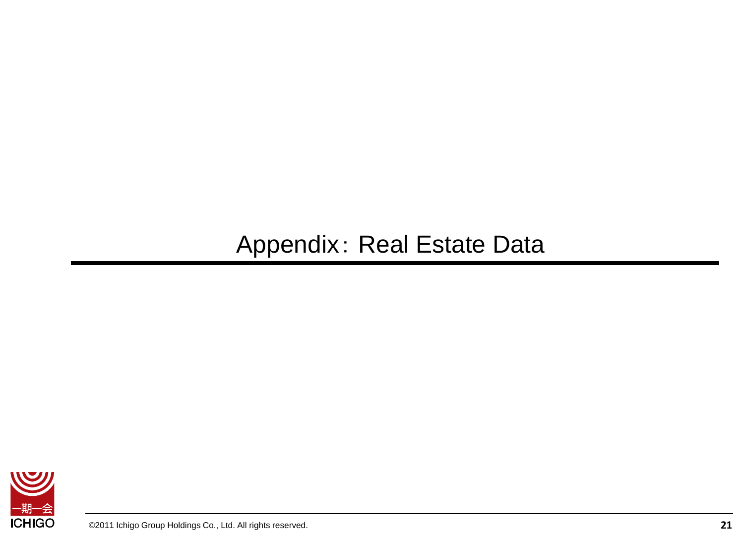# Appendix：Real Estate Data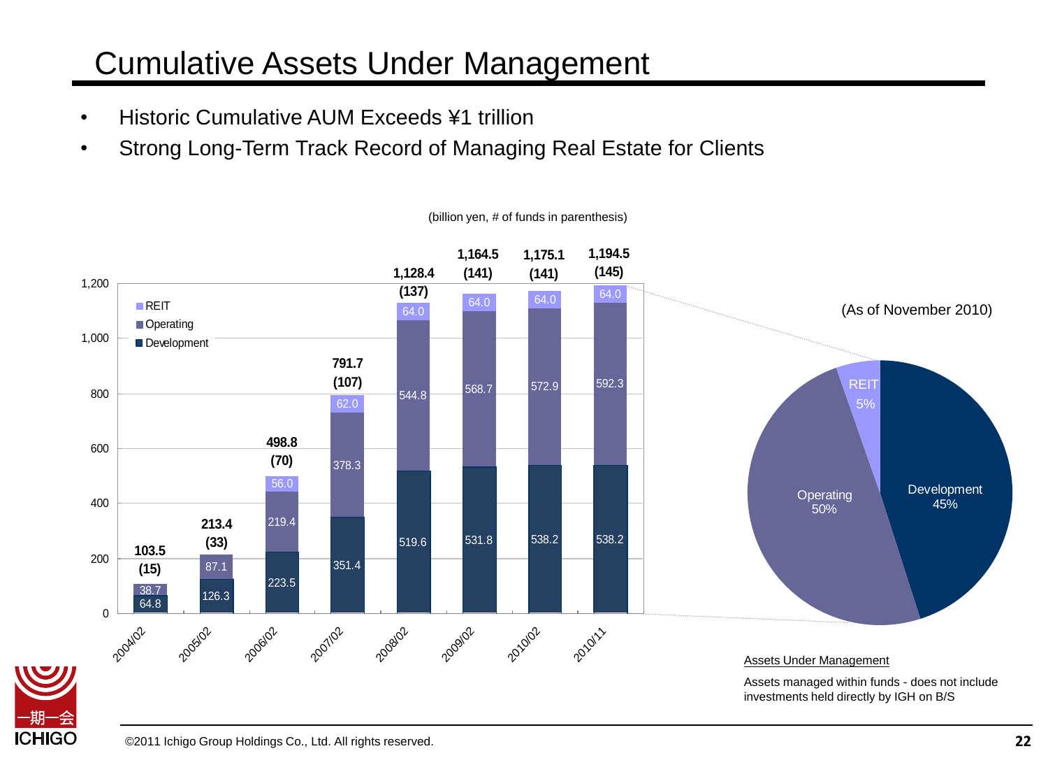# Cumulative Assets Under Management

- Historic Cumulative AUM Exceeds ¥1 trillion
- Strong Long-Term Track Record of Managing Real Estate for Clients

(billion yen, # of funds in parenthesis)

| | 2004/02 | 2005/02 | 2006/02 | 2007/02 | 2008/02 | 2009/02 | 2010/02 | 2010/11 |
|---|---|---|---|---|---|---|---|---|
| REIT | | | 56.0 | 62.0 | 64.0 | 64.0 | 64.0 | 64.0 |
| Operating | 38.7 | 87.1 | 219.4 | 378.3 | 544.8 | 568.7 | 572.9 | 592.3 |
| Development | 64.8 | 126.3 | 223.5 | 351.4 | 519.6 | 531.8 | 538.2 | 538.2 |
| Total | 103.5 (15) | 213.4 (33) | 498.8 (70) | 791.7 (107) | 1,128.4 (137) | 1,164.5 (141) | 1,175.1 (141) | 1,194.5 (145) |

(As of November 2010)

| | Share |
|---|---|
| Development | 45% |
| Operating | 50% |
| REIT | 5% |

Assets Under Management

Assets managed within funds - does not include investments held directly by IGH on B/S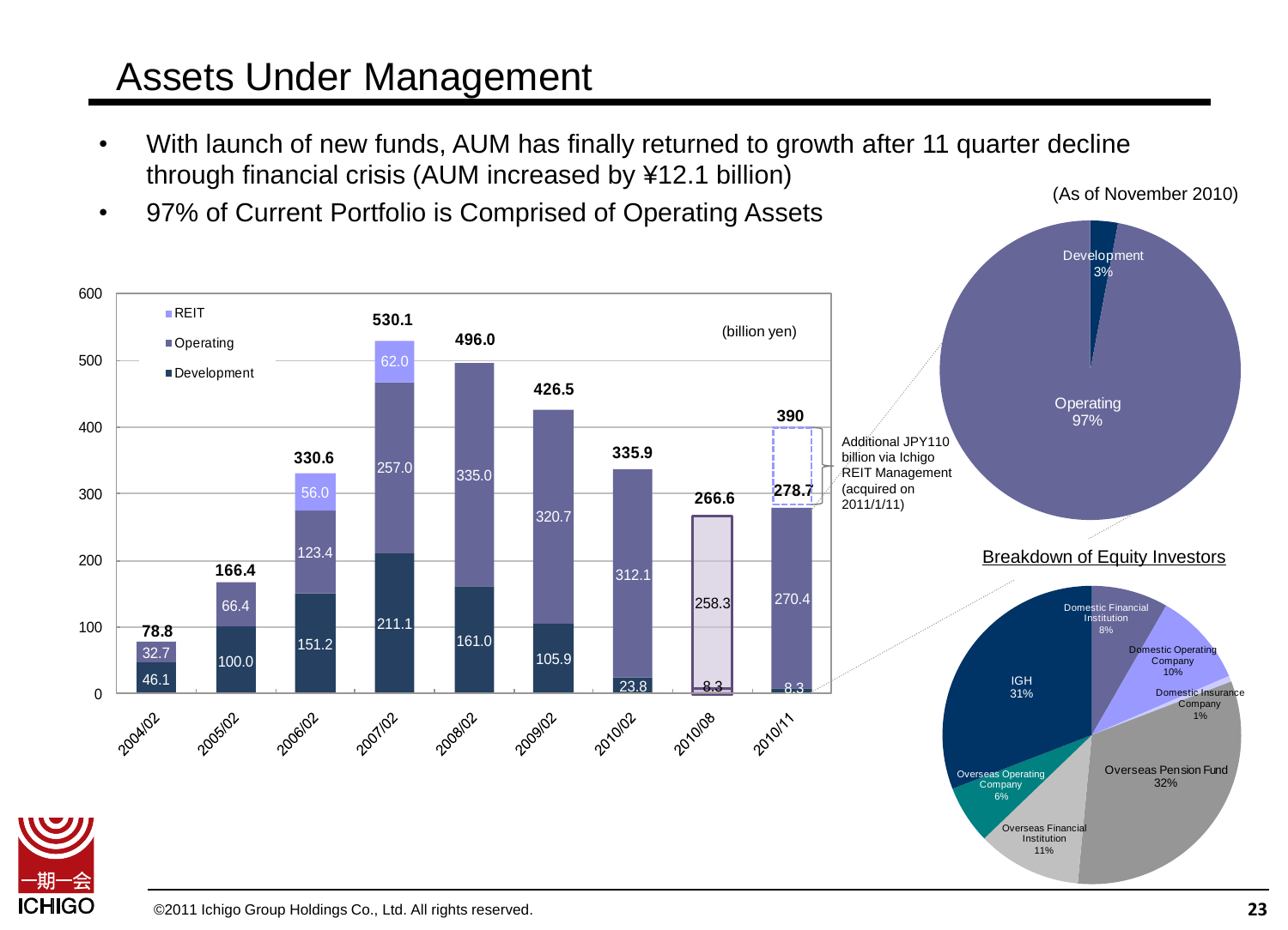# Assets Under Management

- With launch of new funds, AUM has finally returned to growth after 11 quarter decline through financial crisis (AUM increased by ¥12.1 billion)
- 97% of Current Portfolio is Comprised of Operating Assets

(billion yen)

| | 2004/02 | 2005/02 | 2006/02 | 2007/02 | 2008/02 | 2009/02 | 2010/02 | 2010/08 | 2010/11 |
|---|---|---|---|---|---|---|---|---|---|
| REIT | | | 56.0 | 62.0 | | | | | |
| Operating | 32.7 | 66.4 | 123.4 | 257.0 | 335.0 | 320.7 | 312.1 | 258.3 | 270.4 |
| Development | 46.1 | 100.0 | 151.2 | 211.1 | 161.0 | 105.9 | 23.8 | 8.3 | 8.3 |
| Total | 78.8 | 166.4 | 330.6 | 530.1 | 496.0 | 426.5 | 335.9 | 266.6 | 278.7 (390) |

Additional JPY110 billion via Ichigo REIT Management (acquired on 2011/1/11)

(As of November 2010)

- Development 3%
- Operating 97%

**Breakdown of Equity Investors**

| Investor | Share |
|---|---|
| Domestic Financial Institution | 8% |
| Domestic Operating Company | 10% |
| Domestic Insurance Company | 1% |
| Overseas Pension Fund | 32% |
| Overseas Financial Institution | 11% |
| Overseas Operating Company | 6% |
| IGH | 31% |

©2011 Ichigo Group Holdings Co., Ltd. All rights reserved.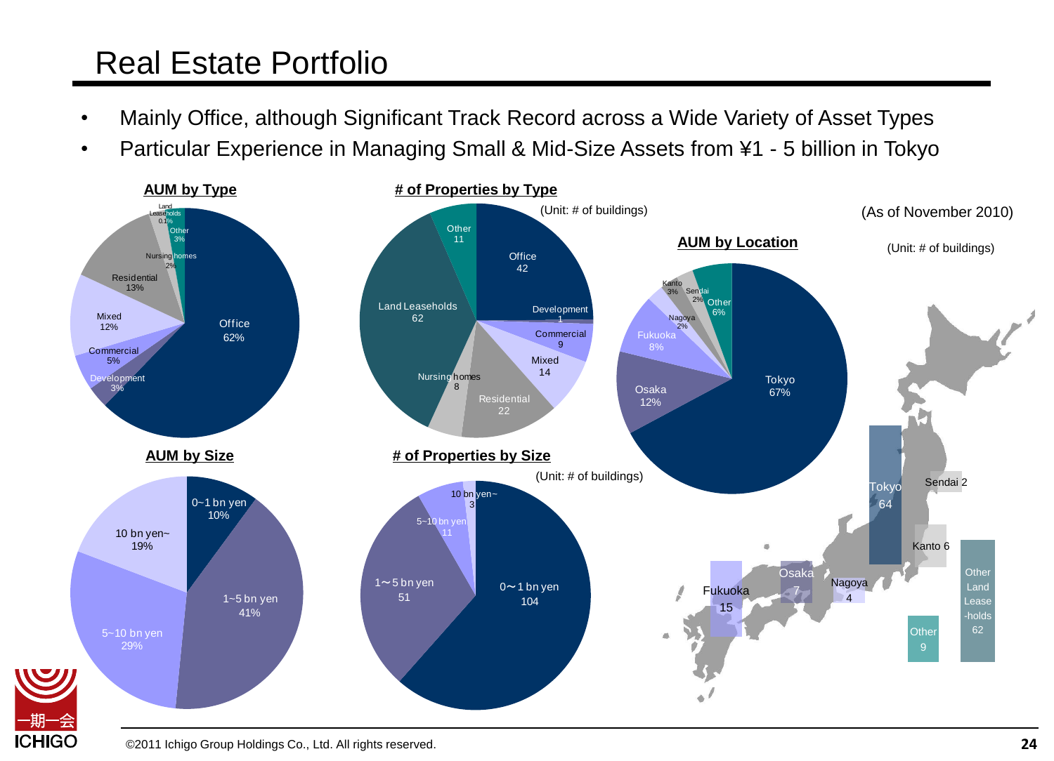# Real Estate Portfolio

- Mainly Office, although Significant Track Record across a Wide Variety of Asset Types
- Particular Experience in Managing Small & Mid-Size Assets from ¥1 - 5 billion in Tokyo

(As of November 2010)

**AUM by Type**

| Type | % |
|---|---|
| Office | 62% |
| Development | 3% |
| Commercial | 5% |
| Mixed | 12% |
| Residential | 13% |
| Nursing homes | 2% |
| Other | 3% |
| Land Leaseholds | 0.1% |

**# of Properties by Type**

(Unit: # of buildings)

| Type | # |
|---|---|
| Office | 42 |
| Development | 1 |
| Commercial | 9 |
| Mixed | 14 |
| Residential | 22 |
| Nursing homes | 8 |
| Land Leaseholds | 62 |
| Other | 11 |

**AUM by Location**

| Location | % |
|---|---|
| Tokyo | 67% |
| Osaka | 12% |
| Fukuoka | 8% |
| Nagoya | 2% |
| Sendai | 2% |
| Kanto | 3% |
| Other | 6% |

(Unit: # of buildings)

| Location | # |
|---|---|
| Tokyo | 64 |
| Sendai | 2 |
| Kanto | 6 |
| Osaka | 7 |
| Nagoya | 4 |
| Fukuoka | 15 |
| Other | 9 |
| Other Land Lease-holds | 62 |

**AUM by Size**

| Size | % |
|---|---|
| 0~1 bn yen | 10% |
| 1~5 bn yen | 41% |
| 5~10 bn yen | 29% |
| 10 bn yen~ | 19% |

**# of Properties by Size**

(Unit: # of buildings)

| Size | # |
|---|---|
| 0～1 bn yen | 104 |
| 1～5 bn yen | 51 |
| 5~10 bn yen | 11 |
| 10 bn yen~ | 3 |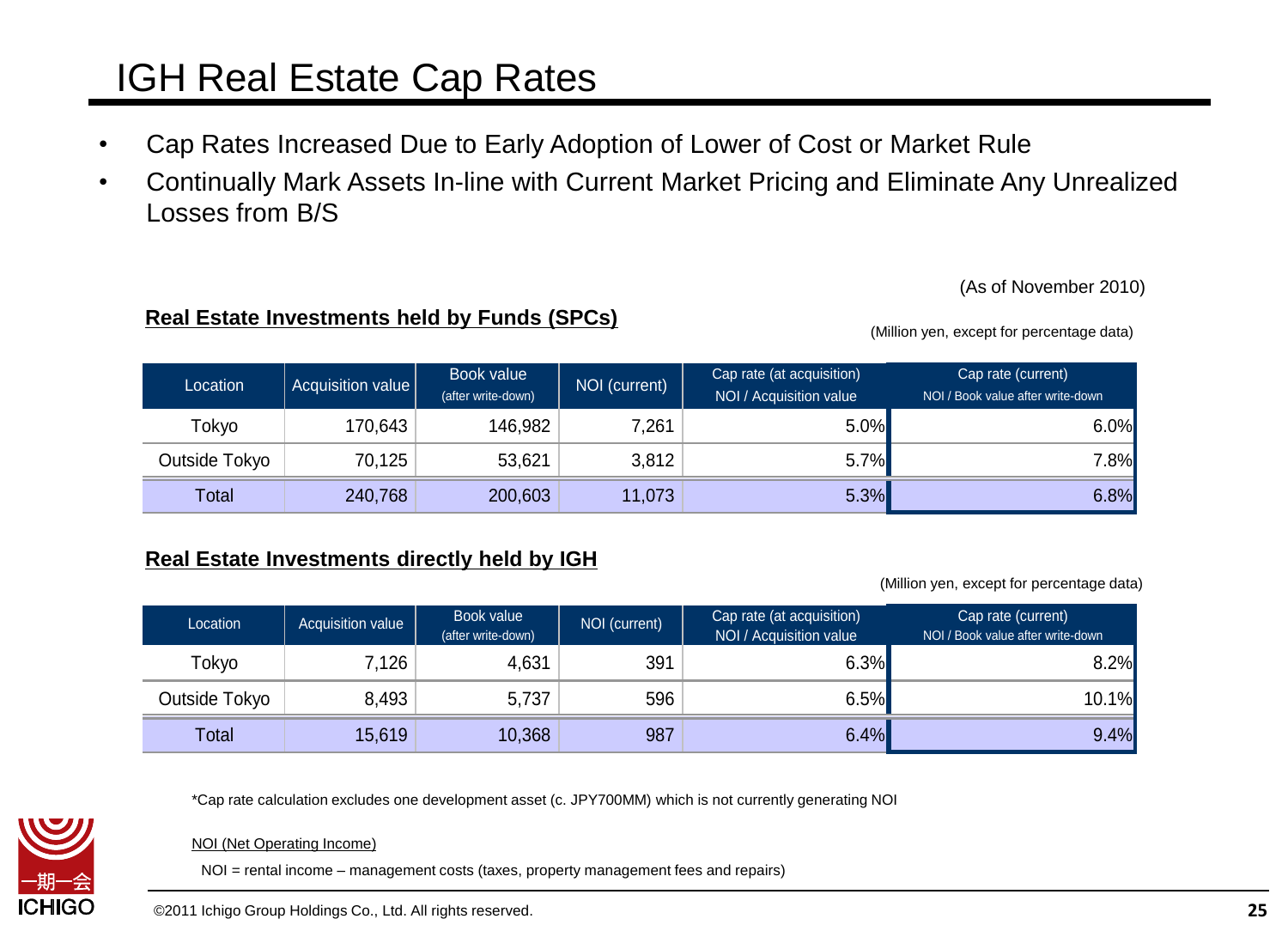# IGH Real Estate Cap Rates

- Cap Rates Increased Due to Early Adoption of Lower of Cost or Market Rule
- Continually Mark Assets In-line with Current Market Pricing and Eliminate Any Unrealized Losses from B/S

(As of November 2010)

**Real Estate Investments held by Funds (SPCs)**

(Million yen, except for percentage data)

| Location | Acquisition value | Book value (after write-down) | NOI (current) | Cap rate (at acquisition) NOI / Acquisition value | Cap rate (current) NOI / Book value after write-down |
|---|---|---|---|---|---|
| Tokyo | 170,643 | 146,982 | 7,261 | 5.0% | 6.0% |
| Outside Tokyo | 70,125 | 53,621 | 3,812 | 5.7% | 7.8% |
| Total | 240,768 | 200,603 | 11,073 | 5.3% | 6.8% |

**Real Estate Investments directly held by IGH**

(Million yen, except for percentage data)

| Location | Acquisition value | Book value (after write-down) | NOI (current) | Cap rate (at acquisition) NOI / Acquisition value | Cap rate (current) NOI / Book value after write-down |
|---|---|---|---|---|---|
| Tokyo | 7,126 | 4,631 | 391 | 6.3% | 8.2% |
| Outside Tokyo | 8,493 | 5,737 | 596 | 6.5% | 10.1% |
| Total | 15,619 | 10,368 | 987 | 6.4% | 9.4% |

*Cap rate calculation excludes one development asset (c. JPY700MM) which is not currently generating NOI

NOI (Net Operating Income)

NOI = rental income – management costs (taxes, property management fees and repairs)

©2011 Ichigo Group Holdings Co., Ltd. All rights reserved.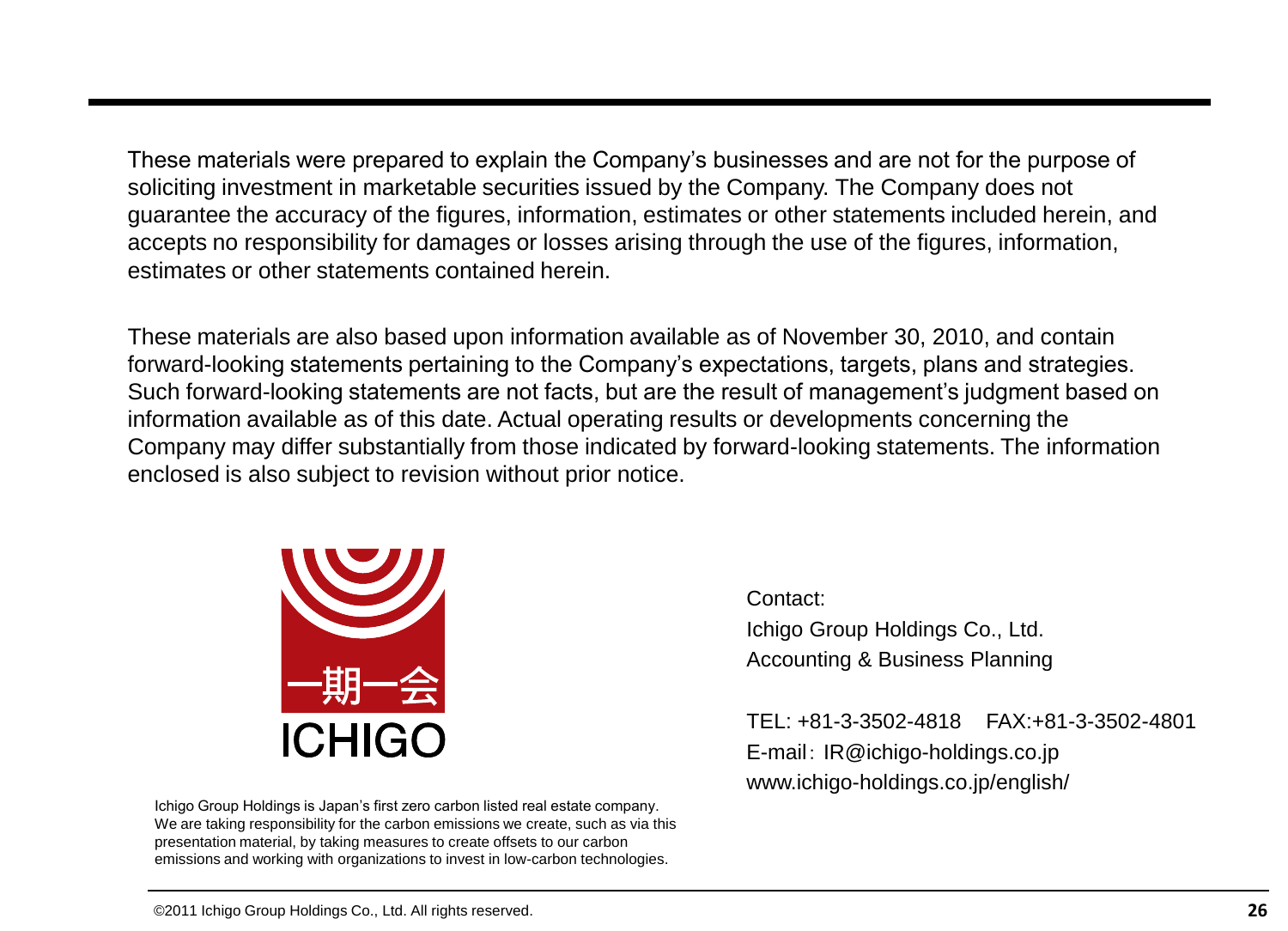These materials were prepared to explain the Company's businesses and are not for the purpose of soliciting investment in marketable securities issued by the Company. The Company does not guarantee the accuracy of the figures, information, estimates or other statements included herein, and accepts no responsibility for damages or losses arising through the use of the figures, information, estimates or other statements contained herein.

These materials are also based upon information available as of November 30, 2010, and contain forward-looking statements pertaining to the Company's expectations, targets, plans and strategies. Such forward-looking statements are not facts, but are the result of management's judgment based on information available as of this date. Actual operating results or developments concerning the Company may differ substantially from those indicated by forward-looking statements. The information enclosed is also subject to revision without prior notice.

一期一会

ICHIGO

Ichigo Group Holdings is Japan's first zero carbon listed real estate company. We are taking responsibility for the carbon emissions we create, such as via this presentation material, by taking measures to create offsets to our carbon emissions and working with organizations to invest in low-carbon technologies.

Contact:
Ichigo Group Holdings Co., Ltd.
Accounting & Business Planning

TEL: +81-3-3502-4818 FAX:+81-3-3502-4801
E-mail：IR@ichigo-holdings.co.jp
www.ichigo-holdings.co.jp/english/

©2011 Ichigo Group Holdings Co., Ltd. All rights reserved.